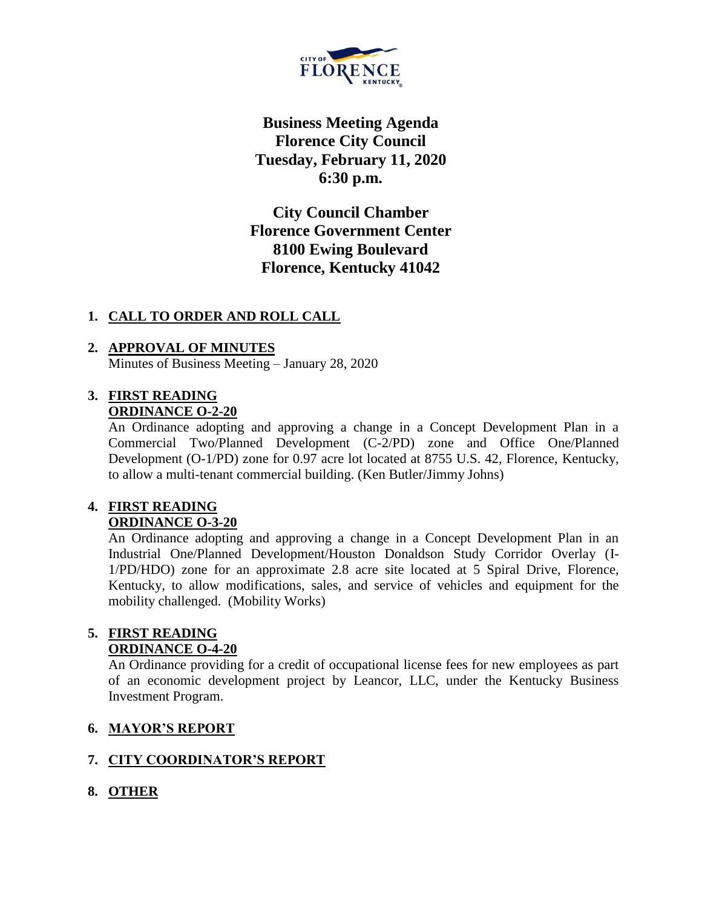# Business Meeting Agenda
# Florence City Council
# Tuesday, February 11, 2020
# 6:30 p.m.

## City Council Chamber
## Florence Government Center
## 8100 Ewing Boulevard
## Florence, Kentucky 41042

1. **CALL TO ORDER AND ROLL CALL**

2. **APPROVAL OF MINUTES**
   Minutes of Business Meeting – January 28, 2020

3. **FIRST READING**
   **ORDINANCE O-2-20**
   An Ordinance adopting and approving a change in a Concept Development Plan in a Commercial Two/Planned Development (C-2/PD) zone and Office One/Planned Development (O-1/PD) zone for 0.97 acre lot located at 8755 U.S. 42, Florence, Kentucky, to allow a multi-tenant commercial building. (Ken Butler/Jimmy Johns)

4. **FIRST READING**
   **ORDINANCE O-3-20**
   An Ordinance adopting and approving a change in a Concept Development Plan in an Industrial One/Planned Development/Houston Donaldson Study Corridor Overlay (I-1/PD/HDO) zone for an approximate 2.8 acre site located at 5 Spiral Drive, Florence, Kentucky, to allow modifications, sales, and service of vehicles and equipment for the mobility challenged. (Mobility Works)

5. **FIRST READING**
   **ORDINANCE O-4-20**
   An Ordinance providing for a credit of occupational license fees for new employees as part of an economic development project by Leancor, LLC, under the Kentucky Business Investment Program.

6. **MAYOR'S REPORT**

7. **CITY COORDINATOR'S REPORT**

8. **OTHER**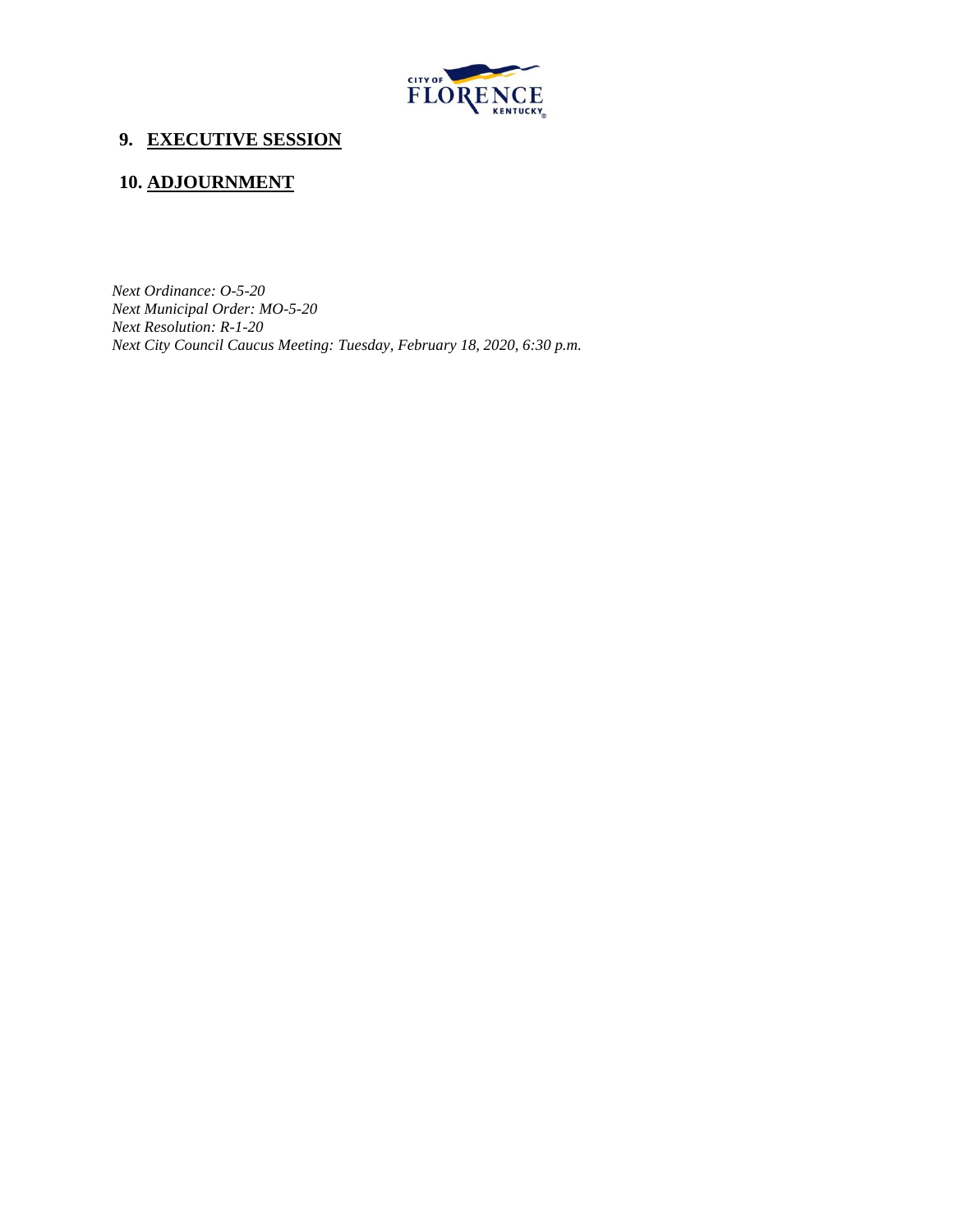## 9. EXECUTIVE SESSION

## 10. ADJOURNMENT

*Next Ordinance: O-5-20*
*Next Municipal Order: MO-5-20*
*Next Resolution: R-1-20*
*Next City Council Caucus Meeting: Tuesday, February 18, 2020, 6:30 p.m.*